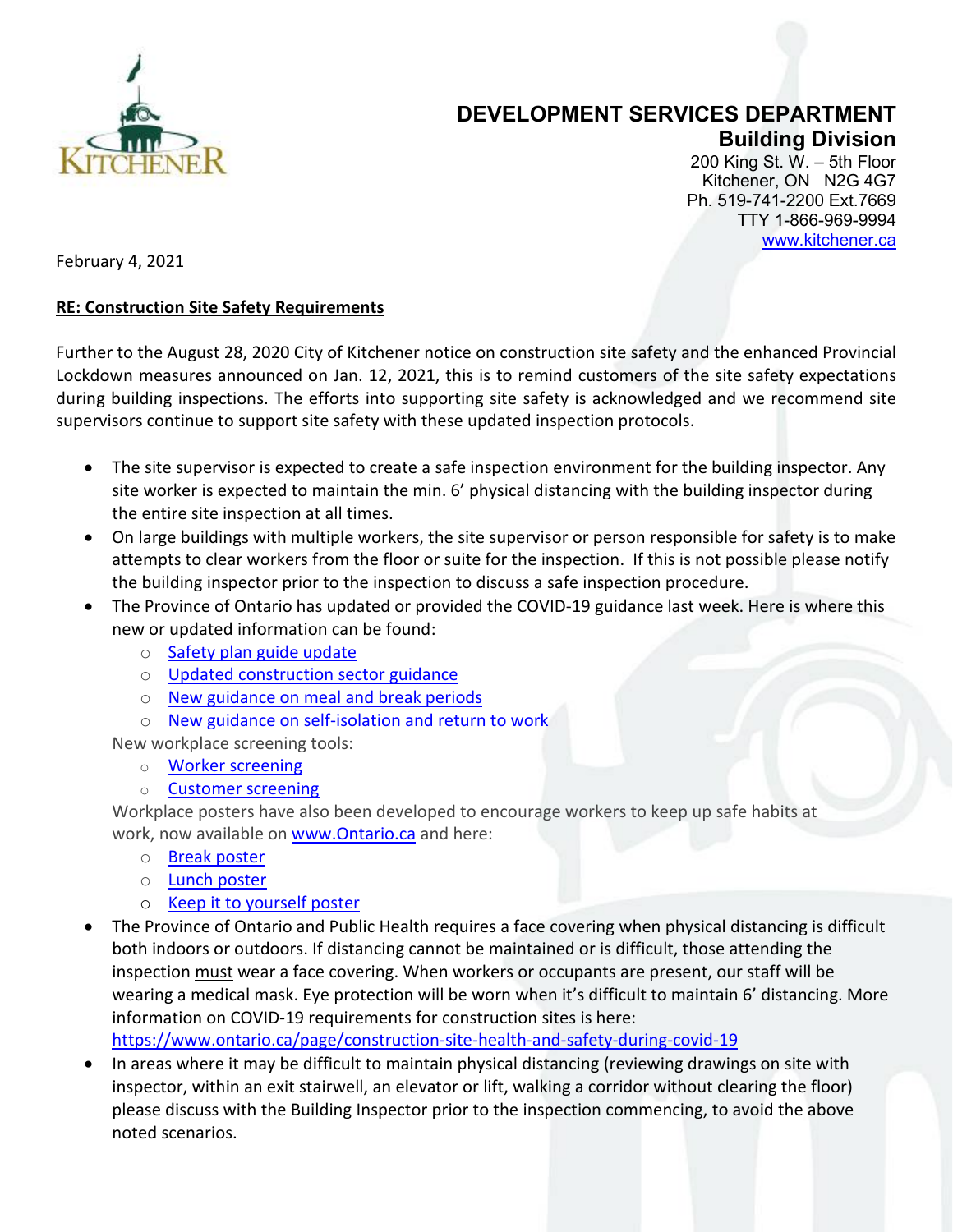KITCHENER

# DEVELOPMENT SERVICES DEPARTMENT

## Building Division

200 King St. W. – 5th Floor
Kitchener, ON N2G 4G7
Ph. 519-741-2200 Ext.7669
TTY 1-866-969-9994
www.kitchener.ca

February 4, 2021

**RE: Construction Site Safety Requirements**

Further to the August 28, 2020 City of Kitchener notice on construction site safety and the enhanced Provincial Lockdown measures announced on Jan. 12, 2021, this is to remind customers of the site safety expectations during building inspections. The efforts into supporting site safety is acknowledged and we recommend site supervisors continue to support site safety with these updated inspection protocols.

- The site supervisor is expected to create a safe inspection environment for the building inspector. Any site worker is expected to maintain the min. 6' physical distancing with the building inspector during the entire site inspection at all times.
- On large buildings with multiple workers, the site supervisor or person responsible for safety is to make attempts to clear workers from the floor or suite for the inspection. If this is not possible please notify the building inspector prior to the inspection to discuss a safe inspection procedure.
- The Province of Ontario has updated or provided the COVID-19 guidance last week. Here is where this new or updated information can be found:
  - Safety plan guide update
  - Updated construction sector guidance
  - New guidance on meal and break periods
  - New guidance on self-isolation and return to work

  New workplace screening tools:
  - Worker screening
  - Customer screening

  Workplace posters have also been developed to encourage workers to keep up safe habits at work, now available on www.Ontario.ca and here:
  - Break poster
  - Lunch poster
  - Keep it to yourself poster
- The Province of Ontario and Public Health requires a face covering when physical distancing is difficult both indoors or outdoors. If distancing cannot be maintained or is difficult, those attending the inspection must wear a face covering. When workers or occupants are present, our staff will be wearing a medical mask. Eye protection will be worn when it's difficult to maintain 6' distancing. More information on COVID-19 requirements for construction sites is here: https://www.ontario.ca/page/construction-site-health-and-safety-during-covid-19
- In areas where it may be difficult to maintain physical distancing (reviewing drawings on site with inspector, within an exit stairwell, an elevator or lift, walking a corridor without clearing the floor) please discuss with the Building Inspector prior to the inspection commencing, to avoid the above noted scenarios.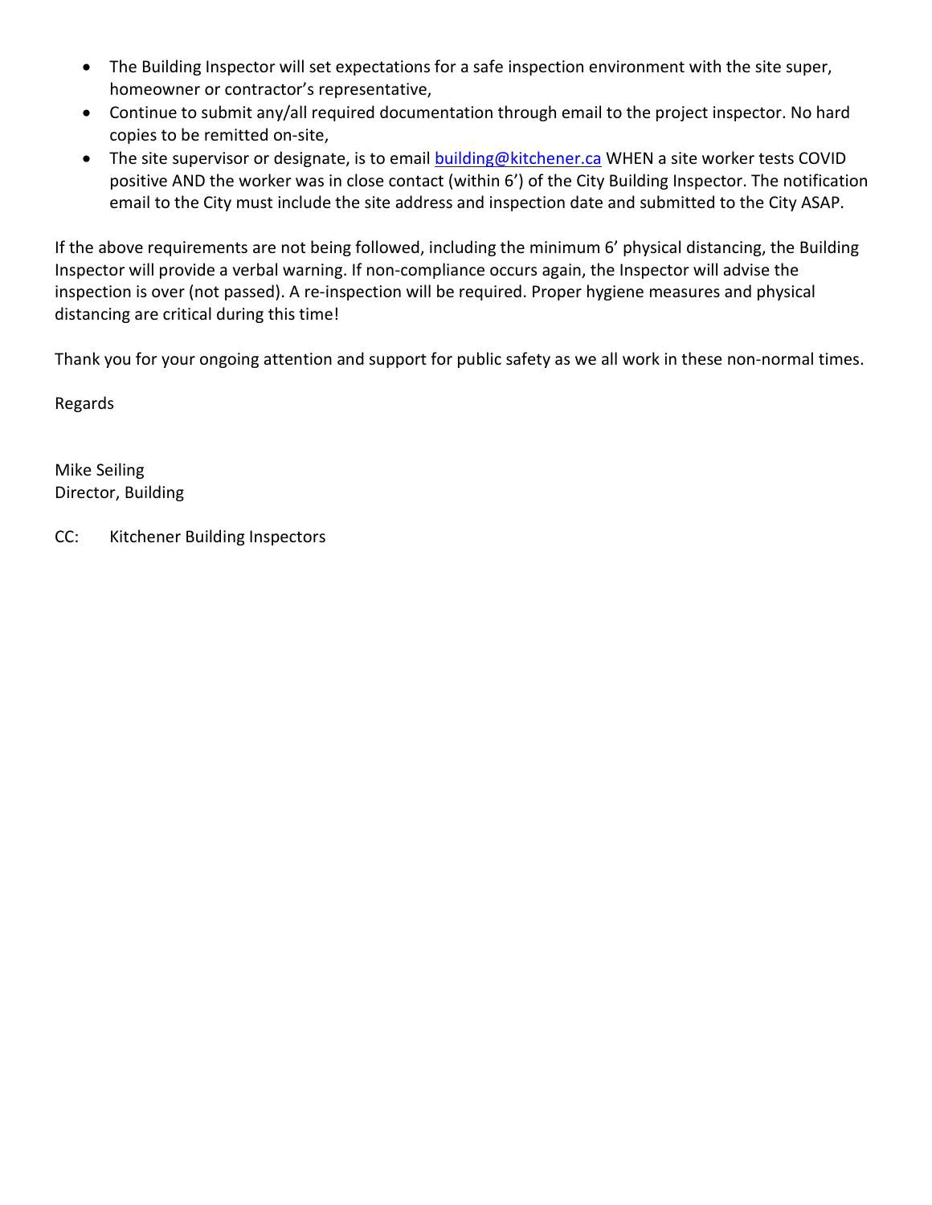- The Building Inspector will set expectations for a safe inspection environment with the site super, homeowner or contractor's representative,
- Continue to submit any/all required documentation through email to the project inspector. No hard copies to be remitted on-site,
- The site supervisor or designate, is to email building@kitchener.ca WHEN a site worker tests COVID positive AND the worker was in close contact (within 6') of the City Building Inspector. The notification email to the City must include the site address and inspection date and submitted to the City ASAP.

If the above requirements are not being followed, including the minimum 6' physical distancing, the Building Inspector will provide a verbal warning. If non-compliance occurs again, the Inspector will advise the inspection is over (not passed). A re-inspection will be required. Proper hygiene measures and physical distancing are critical during this time!

Thank you for your ongoing attention and support for public safety as we all work in these non-normal times.

Regards

Mike Seiling
Director, Building

CC: Kitchener Building Inspectors